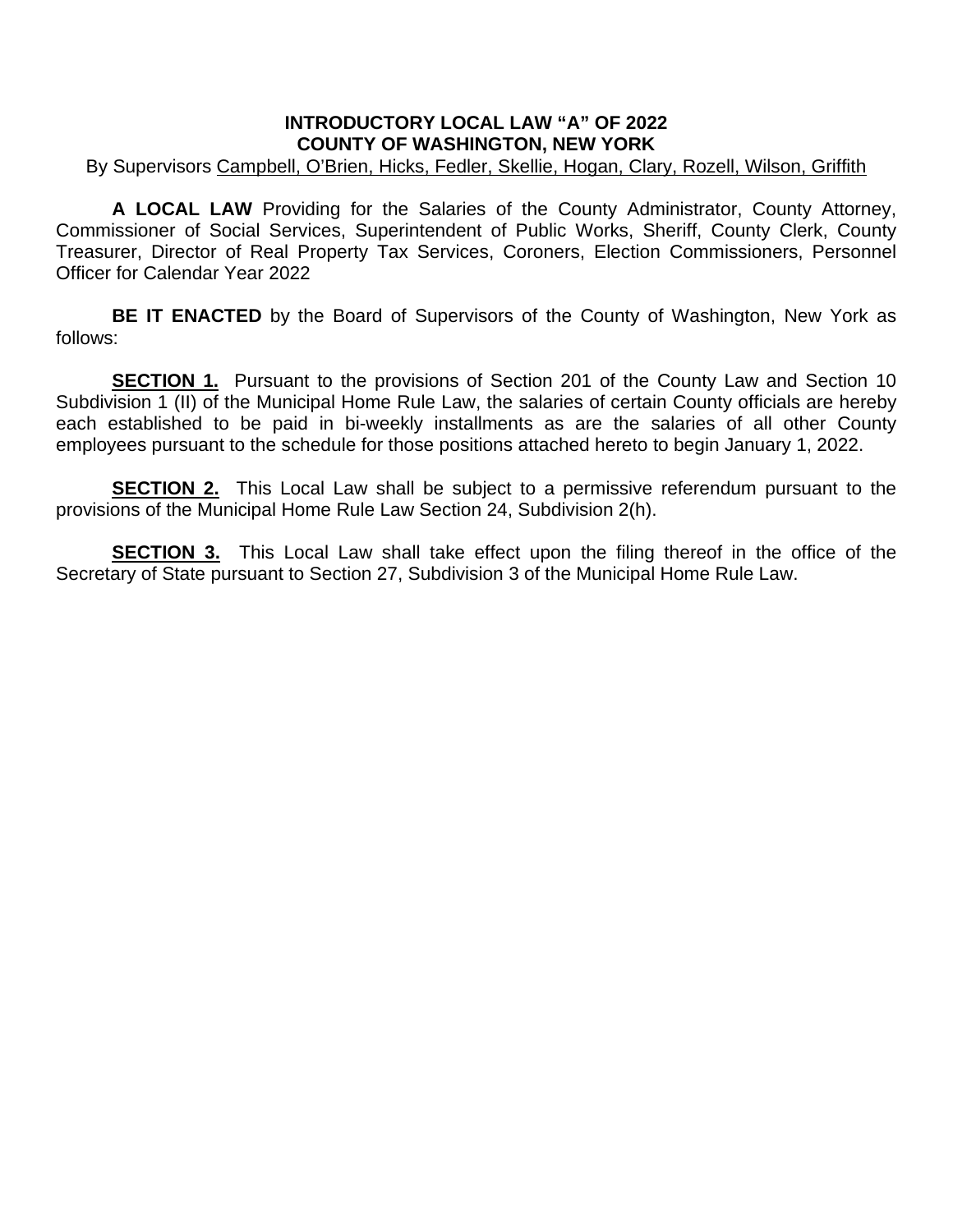**INTRODUCTORY LOCAL LAW "A" OF 2022**
**COUNTY OF WASHINGTON, NEW YORK**

By Supervisors Campbell, O'Brien, Hicks, Fedler, Skellie, Hogan, Clary, Rozell, Wilson, Griffith

**A LOCAL LAW** Providing for the Salaries of the County Administrator, County Attorney, Commissioner of Social Services, Superintendent of Public Works, Sheriff, County Clerk, County Treasurer, Director of Real Property Tax Services, Coroners, Election Commissioners, Personnel Officer for Calendar Year 2022

**BE IT ENACTED** by the Board of Supervisors of the County of Washington, New York as follows:

**SECTION 1.** Pursuant to the provisions of Section 201 of the County Law and Section 10 Subdivision 1 (II) of the Municipal Home Rule Law, the salaries of certain County officials are hereby each established to be paid in bi-weekly installments as are the salaries of all other County employees pursuant to the schedule for those positions attached hereto to begin January 1, 2022.

**SECTION 2.** This Local Law shall be subject to a permissive referendum pursuant to the provisions of the Municipal Home Rule Law Section 24, Subdivision 2(h).

**SECTION 3.** This Local Law shall take effect upon the filing thereof in the office of the Secretary of State pursuant to Section 27, Subdivision 3 of the Municipal Home Rule Law.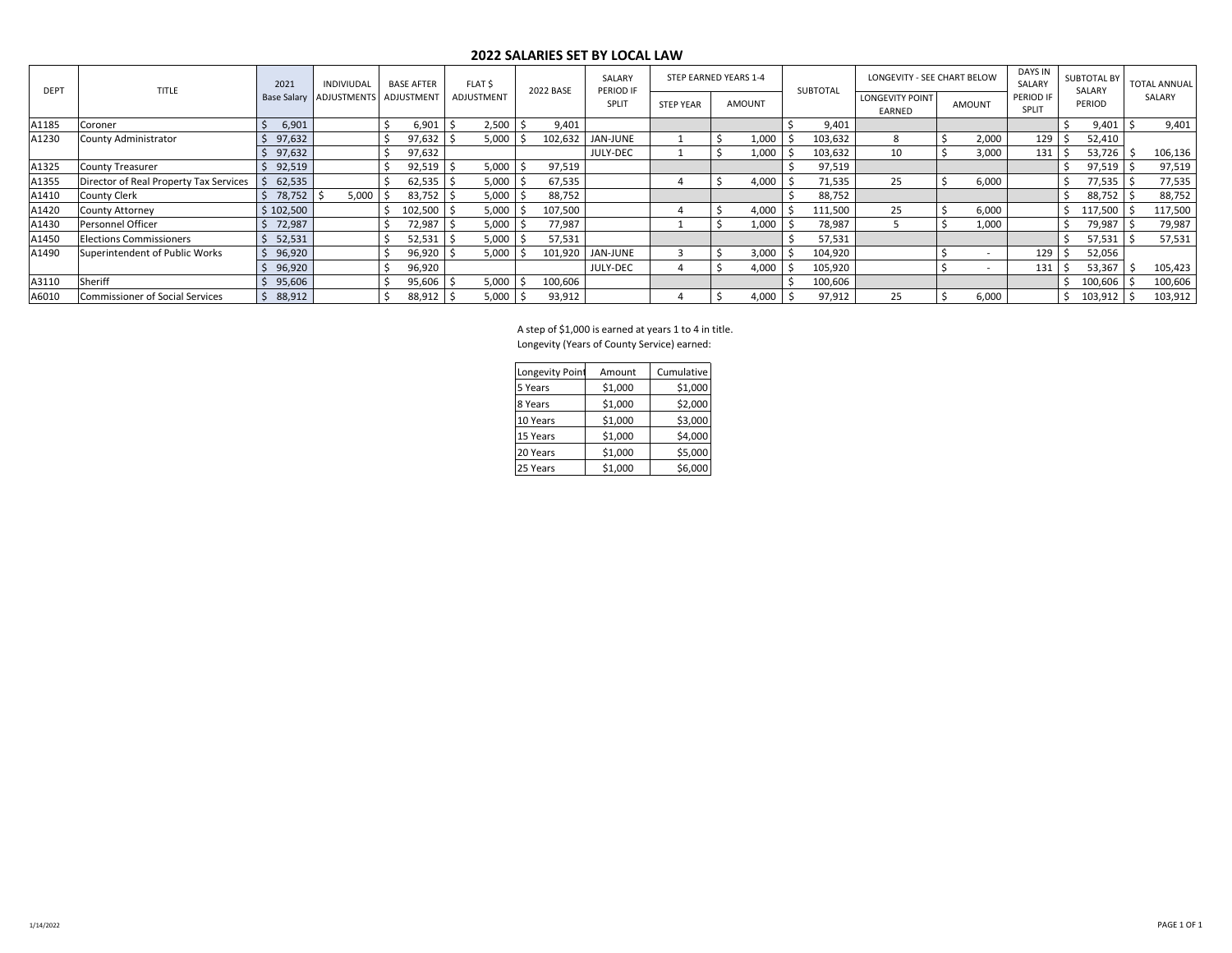# 2022 SALARIES SET BY LOCAL LAW

| DEPT | TITLE | 2021 Base Salary | INDIVIUDAL ADJUSTMENTS | BASE AFTER ADJUSTMENT | FLAT $ ADJUSTMENT | 2022 BASE | SALARY PERIOD IF SPLIT | STEP EARNED YEARS 1-4 | | SUBTOTAL | LONGEVITY - SEE CHART BELOW | | DAYS IN SALARY PERIOD IF SPLIT | SUBTOTAL BY SALARY PERIOD | TOTAL ANNUAL SALARY |
|---|---|---|---|---|---|---|---|---|---|---|---|---|---|---|---|
| | | | | | | | | STEP YEAR | AMOUNT | | LONGEVITY POINT EARNED | AMOUNT | | | |
| A1185 | Coroner | $ 6,901 | | $ 6,901 | $ 2,500 | $ 9,401 | | | | $ 9,401 | | | | $ 9,401 | $ 9,401 |
| A1230 | County Administrator | $ 97,632 | | $ 97,632 | $ 5,000 | $ 102,632 | JAN-JUNE | 1 | $ 1,000 | $ 103,632 | 8 | $ 2,000 | 129 | $ 52,410 | |
| | | $ 97,632 | | $ 97,632 | | | JULY-DEC | 1 | $ 1,000 | $ 103,632 | 10 | $ 3,000 | 131 | $ 53,726 | $ 106,136 |
| A1325 | County Treasurer | $ 92,519 | | $ 92,519 | $ 5,000 | $ 97,519 | | | | $ 97,519 | | | | $ 97,519 | $ 97,519 |
| A1355 | Director of Real Property Tax Services | $ 62,535 | | $ 62,535 | $ 5,000 | $ 67,535 | | 4 | $ 4,000 | $ 71,535 | 25 | $ 6,000 | | $ 77,535 | $ 77,535 |
| A1410 | County Clerk | $ 78,752 | $ 5,000 | $ 83,752 | $ 5,000 | $ 88,752 | | | | $ 88,752 | | | | $ 88,752 | $ 88,752 |
| A1420 | County Attorney | $ 102,500 | | $ 102,500 | $ 5,000 | $ 107,500 | | 4 | $ 4,000 | $ 111,500 | 25 | $ 6,000 | | $ 117,500 | $ 117,500 |
| A1430 | Personnel Officer | $ 72,987 | | $ 72,987 | $ 5,000 | $ 77,987 | | 1 | $ 1,000 | $ 78,987 | 5 | $ 1,000 | | $ 79,987 | $ 79,987 |
| A1450 | Elections Commissioners | $ 52,531 | | $ 52,531 | $ 5,000 | $ 57,531 | | | | $ 57,531 | | | | $ 57,531 | $ 57,531 |
| A1490 | Superintendent of Public Works | $ 96,920 | | $ 96,920 | $ 5,000 | 101,920 | JAN-JUNE | 3 | $ 3,000 | $ 104,920 | | $ - | 129 | $ 52,056 | |
| | | $ 96,920 | | $ 96,920 | | | JULY-DEC | 4 | $ 4,000 | $ 105,920 | | $ - | 131 | $ 53,367 | $ 105,423 |
| A3110 | Sheriff | $ 95,606 | | $ 95,606 | $ 5,000 | $ 100,606 | | | | $ 100,606 | | | | $ 100,606 | $ 100,606 |
| A6010 | Commissioner of Social Services | $ 88,912 | | $ 88,912 | $ 5,000 | $ 93,912 | | 4 | $ 4,000 | $ 97,912 | 25 | $ 6,000 | | $ 103,912 | $ 103,912 |

A step of $1,000 is earned at years 1 to 4 in title.
Longevity (Years of County Service) earned:

| Longevity Point | Amount | Cumulative |
|---|---|---|
| 5 Years | $1,000 | $1,000 |
| 8 Years | $1,000 | $2,000 |
| 10 Years | $1,000 | $3,000 |
| 15 Years | $1,000 | $4,000 |
| 20 Years | $1,000 | $5,000 |
| 25 Years | $1,000 | $6,000 |

1/14/2022